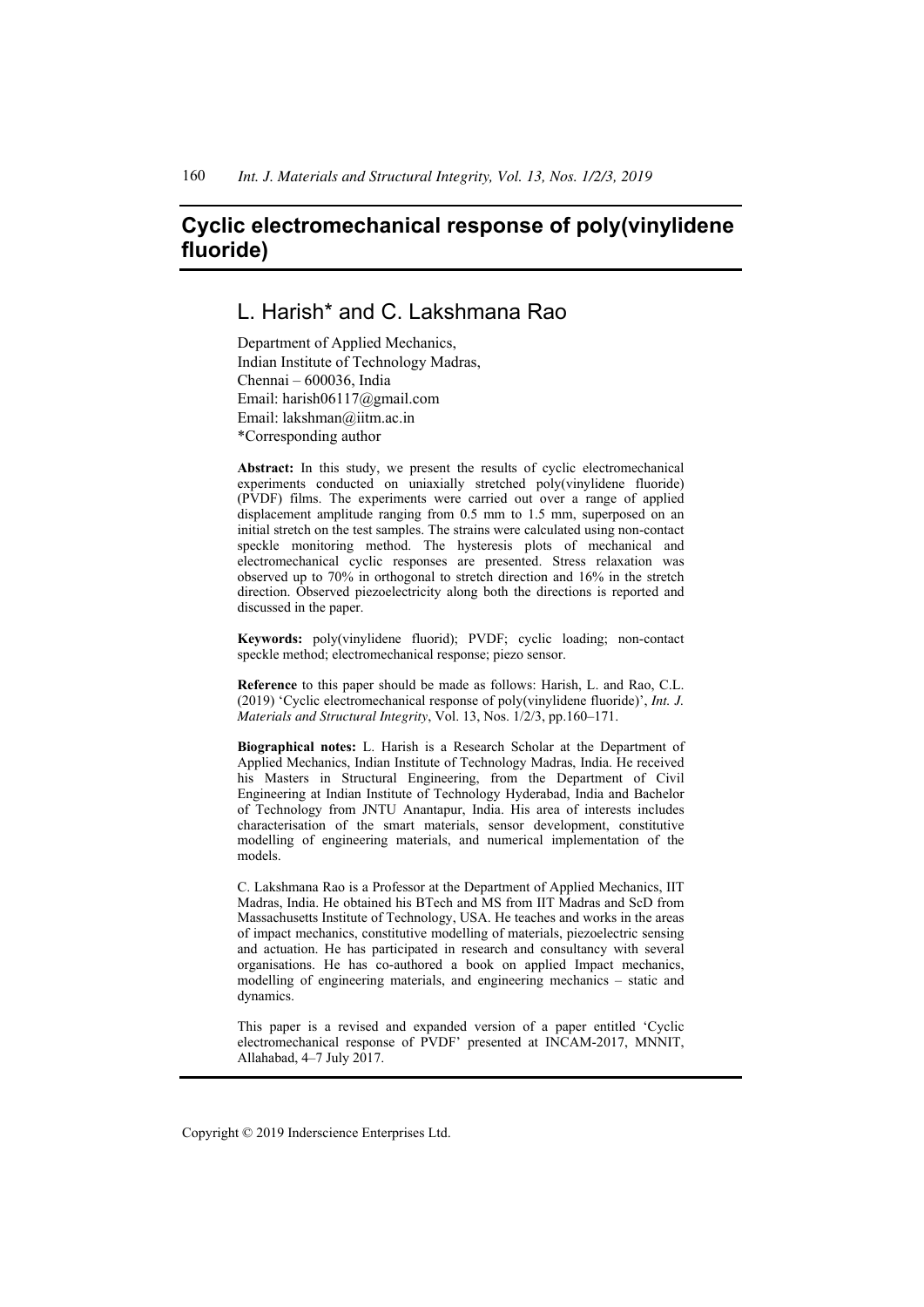# Cyclic electromechanical response of poly(vinylidene fluoride)

## L. Harish* and C. Lakshmana Rao

Department of Applied Mechanics,
Indian Institute of Technology Madras,
Chennai – 600036, India
Email: harish06117@gmail.com
Email: lakshman@iitm.ac.in
*Corresponding author

**Abstract:** In this study, we present the results of cyclic electromechanical experiments conducted on uniaxially stretched poly(vinylidene fluoride) (PVDF) films. The experiments were carried out over a range of applied displacement amplitude ranging from 0.5 mm to 1.5 mm, superposed on an initial stretch on the test samples. The strains were calculated using non-contact speckle monitoring method. The hysteresis plots of mechanical and electromechanical cyclic responses are presented. Stress relaxation was observed up to 70% in orthogonal to stretch direction and 16% in the stretch direction. Observed piezoelectricity along both the directions is reported and discussed in the paper.

**Keywords:** poly(vinylidene fluorid); PVDF; cyclic loading; non-contact speckle method; electromechanical response; piezo sensor.

**Reference** to this paper should be made as follows: Harish, L. and Rao, C.L. (2019) 'Cyclic electromechanical response of poly(vinylidene fluoride)', *Int. J. Materials and Structural Integrity*, Vol. 13, Nos. 1/2/3, pp.160–171.

**Biographical notes:** L. Harish is a Research Scholar at the Department of Applied Mechanics, Indian Institute of Technology Madras, India. He received his Masters in Structural Engineering, from the Department of Civil Engineering at Indian Institute of Technology Hyderabad, India and Bachelor of Technology from JNTU Anantapur, India. His area of interests includes characterisation of the smart materials, sensor development, constitutive modelling of engineering materials, and numerical implementation of the models.

C. Lakshmana Rao is a Professor at the Department of Applied Mechanics, IIT Madras, India. He obtained his BTech and MS from IIT Madras and ScD from Massachusetts Institute of Technology, USA. He teaches and works in the areas of impact mechanics, constitutive modelling of materials, piezoelectric sensing and actuation. He has participated in research and consultancy with several organisations. He has co-authored a book on applied Impact mechanics, modelling of engineering materials, and engineering mechanics – static and dynamics.

This paper is a revised and expanded version of a paper entitled 'Cyclic electromechanical response of PVDF' presented at INCAM-2017, MNNIT, Allahabad, 4–7 July 2017.

Copyright © 2019 Inderscience Enterprises Ltd.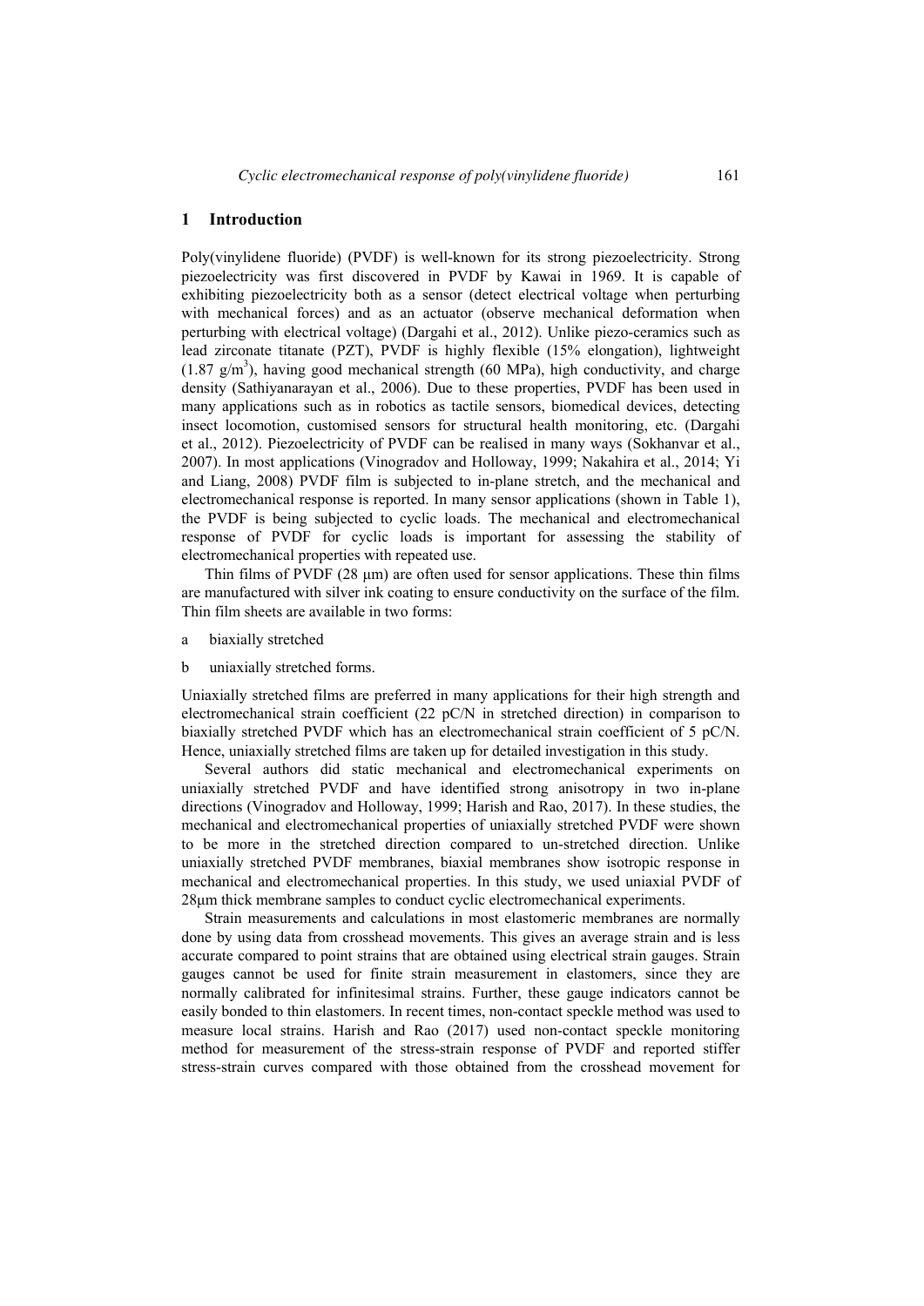## 1 Introduction

Poly(vinylidene fluoride) (PVDF) is well-known for its strong piezoelectricity. Strong piezoelectricity was first discovered in PVDF by Kawai in 1969. It is capable of exhibiting piezoelectricity both as a sensor (detect electrical voltage when perturbing with mechanical forces) and as an actuator (observe mechanical deformation when perturbing with electrical voltage) (Dargahi et al., 2012). Unlike piezo-ceramics such as lead zirconate titanate (PZT), PVDF is highly flexible (15% elongation), lightweight (1.87 $g/m^3$), having good mechanical strength (60 MPa), high conductivity, and charge density (Sathiyanarayan et al., 2006). Due to these properties, PVDF has been used in many applications such as in robotics as tactile sensors, biomedical devices, detecting insect locomotion, customised sensors for structural health monitoring, etc. (Dargahi et al., 2012). Piezoelectricity of PVDF can be realised in many ways (Sokhanvar et al., 2007). In most applications (Vinogradov and Holloway, 1999; Nakahira et al., 2014; Yi and Liang, 2008) PVDF film is subjected to in-plane stretch, and the mechanical and electromechanical response is reported. In many sensor applications (shown in Table 1), the PVDF is being subjected to cyclic loads. The mechanical and electromechanical response of PVDF for cyclic loads is important for assessing the stability of electromechanical properties with repeated use.

Thin films of PVDF (28 μm) are often used for sensor applications. These thin films are manufactured with silver ink coating to ensure conductivity on the surface of the film. Thin film sheets are available in two forms:

a biaxially stretched

b uniaxially stretched forms.

Uniaxially stretched films are preferred in many applications for their high strength and electromechanical strain coefficient (22 pC/N in stretched direction) in comparison to biaxially stretched PVDF which has an electromechanical strain coefficient of 5 pC/N. Hence, uniaxially stretched films are taken up for detailed investigation in this study.

Several authors did static mechanical and electromechanical experiments on uniaxially stretched PVDF and have identified strong anisotropy in two in-plane directions (Vinogradov and Holloway, 1999; Harish and Rao, 2017). In these studies, the mechanical and electromechanical properties of uniaxially stretched PVDF were shown to be more in the stretched direction compared to un-stretched direction. Unlike uniaxially stretched PVDF membranes, biaxial membranes show isotropic response in mechanical and electromechanical properties. In this study, we used uniaxial PVDF of 28μm thick membrane samples to conduct cyclic electromechanical experiments.

Strain measurements and calculations in most elastomeric membranes are normally done by using data from crosshead movements. This gives an average strain and is less accurate compared to point strains that are obtained using electrical strain gauges. Strain gauges cannot be used for finite strain measurement in elastomers, since they are normally calibrated for infinitesimal strains. Further, these gauge indicators cannot be easily bonded to thin elastomers. In recent times, non-contact speckle method was used to measure local strains. Harish and Rao (2017) used non-contact speckle monitoring method for measurement of the stress-strain response of PVDF and reported stiffer stress-strain curves compared with those obtained from the crosshead movement for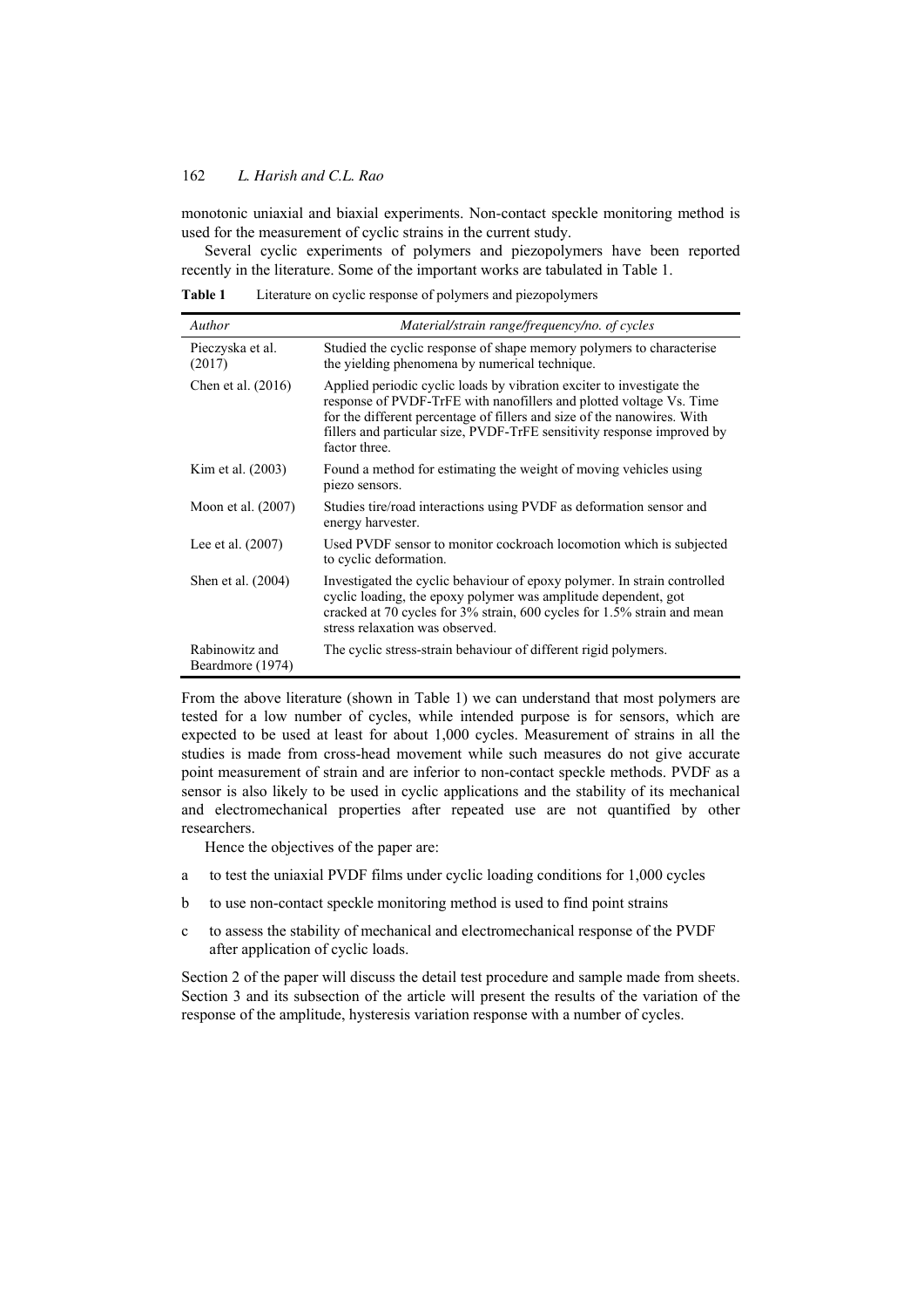monotonic uniaxial and biaxial experiments. Non-contact speckle monitoring method is used for the measurement of cyclic strains in the current study.

Several cyclic experiments of polymers and piezopolymers have been reported recently in the literature. Some of the important works are tabulated in Table 1.

**Table 1** Literature on cyclic response of polymers and piezopolymers

| *Author* | *Material/strain range/frequency/no. of cycles* |
|---|---|
| Pieczyska et al. (2017) | Studied the cyclic response of shape memory polymers to characterise the yielding phenomena by numerical technique. |
| Chen et al. (2016) | Applied periodic cyclic loads by vibration exciter to investigate the response of PVDF-TrFE with nanofillers and plotted voltage Vs. Time for the different percentage of fillers and size of the nanowires. With fillers and particular size, PVDF-TrFE sensitivity response improved by factor three. |
| Kim et al. (2003) | Found a method for estimating the weight of moving vehicles using piezo sensors. |
| Moon et al. (2007) | Studies tire/road interactions using PVDF as deformation sensor and energy harvester. |
| Lee et al. (2007) | Used PVDF sensor to monitor cockroach locomotion which is subjected to cyclic deformation. |
| Shen et al. (2004) | Investigated the cyclic behaviour of epoxy polymer. In strain controlled cyclic loading, the epoxy polymer was amplitude dependent, got cracked at 70 cycles for 3% strain, 600 cycles for 1.5% strain and mean stress relaxation was observed. |
| Rabinowitz and Beardmore (1974) | The cyclic stress-strain behaviour of different rigid polymers. |

From the above literature (shown in Table 1) we can understand that most polymers are tested for a low number of cycles, while intended purpose is for sensors, which are expected to be used at least for about 1,000 cycles. Measurement of strains in all the studies is made from cross-head movement while such measures do not give accurate point measurement of strain and are inferior to non-contact speckle methods. PVDF as a sensor is also likely to be used in cyclic applications and the stability of its mechanical and electromechanical properties after repeated use are not quantified by other researchers.

Hence the objectives of the paper are:

a to test the uniaxial PVDF films under cyclic loading conditions for 1,000 cycles

b to use non-contact speckle monitoring method is used to find point strains

c to assess the stability of mechanical and electromechanical response of the PVDF after application of cyclic loads.

Section 2 of the paper will discuss the detail test procedure and sample made from sheets. Section 3 and its subsection of the article will present the results of the variation of the response of the amplitude, hysteresis variation response with a number of cycles.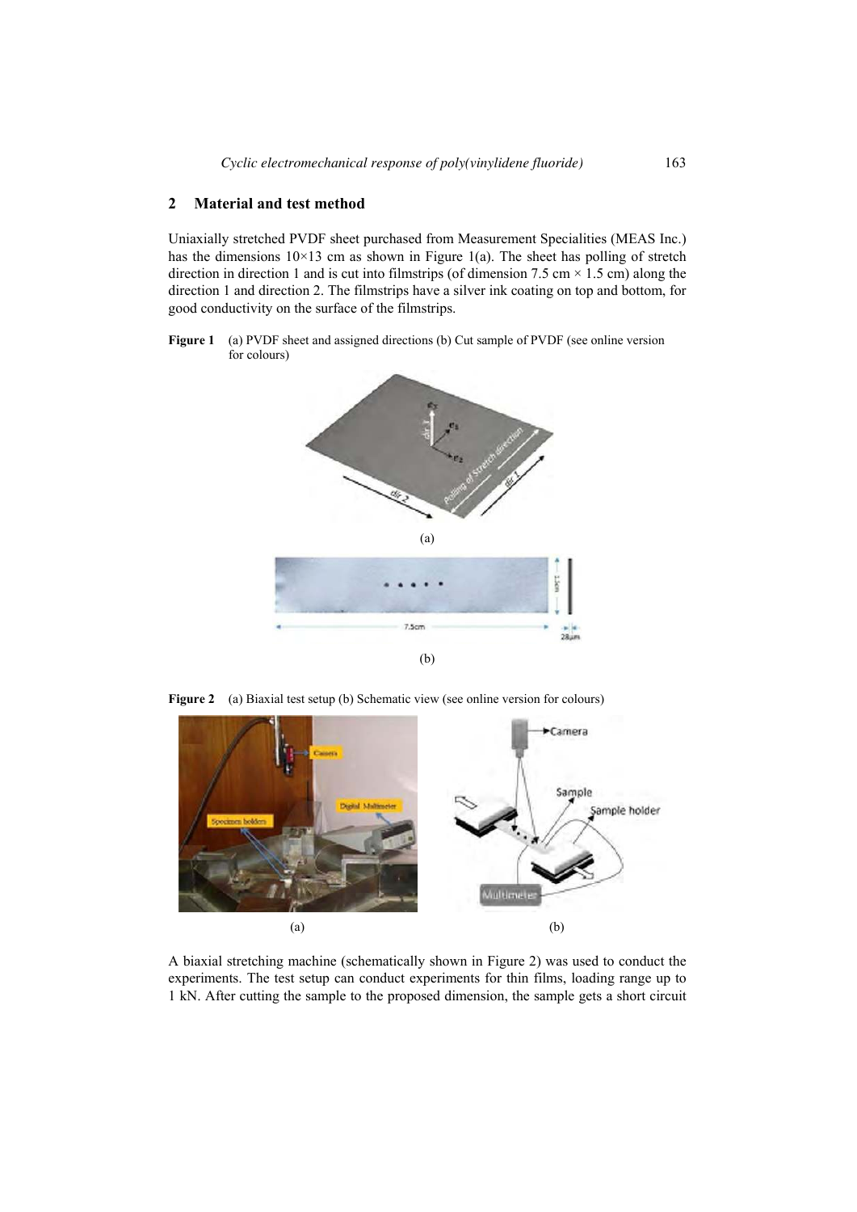## 2 Material and test method

Uniaxially stretched PVDF sheet purchased from Measurement Specialities (MEAS Inc.) has the dimensions 10×13 cm as shown in Figure 1(a). The sheet has polling of stretch direction in direction 1 and is cut into filmstrips (of dimension 7.5 cm × 1.5 cm) along the direction 1 and direction 2. The filmstrips have a silver ink coating on top and bottom, for good conductivity on the surface of the filmstrips.

**Figure 1** (a) PVDF sheet and assigned directions (b) Cut sample of PVDF (see online version for colours)

**Figure 2** (a) Biaxial test setup (b) Schematic view (see online version for colours)

A biaxial stretching machine (schematically shown in Figure 2) was used to conduct the experiments. The test setup can conduct experiments for thin films, loading range up to 1 kN. After cutting the sample to the proposed dimension, the sample gets a short circuit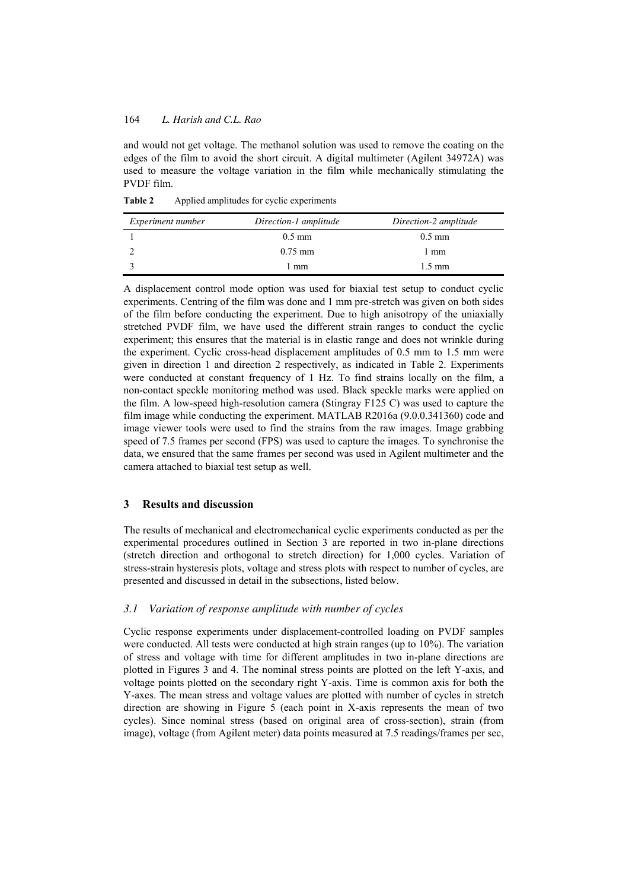and would not get voltage. The methanol solution was used to remove the coating on the edges of the film to avoid the short circuit. A digital multimeter (Agilent 34972A) was used to measure the voltage variation in the film while mechanically stimulating the PVDF film.

**Table 2** Applied amplitudes for cyclic experiments

| *Experiment number* | *Direction-1 amplitude* | *Direction-2 amplitude* |
|---|---|---|
| 1 | 0.5 mm | 0.5 mm |
| 2 | 0.75 mm | 1 mm |
| 3 | 1 mm | 1.5 mm |

A displacement control mode option was used for biaxial test setup to conduct cyclic experiments. Centring of the film was done and 1 mm pre-stretch was given on both sides of the film before conducting the experiment. Due to high anisotropy of the uniaxially stretched PVDF film, we have used the different strain ranges to conduct the cyclic experiment; this ensures that the material is in elastic range and does not wrinkle during the experiment. Cyclic cross-head displacement amplitudes of 0.5 mm to 1.5 mm were given in direction 1 and direction 2 respectively, as indicated in Table 2. Experiments were conducted at constant frequency of 1 Hz. To find strains locally on the film, a non-contact speckle monitoring method was used. Black speckle marks were applied on the film. A low-speed high-resolution camera (Stingray F125 C) was used to capture the film image while conducting the experiment. MATLAB R2016a (9.0.0.341360) code and image viewer tools were used to find the strains from the raw images. Image grabbing speed of 7.5 frames per second (FPS) was used to capture the images. To synchronise the data, we ensured that the same frames per second was used in Agilent multimeter and the camera attached to biaxial test setup as well.

## 3 Results and discussion

The results of mechanical and electromechanical cyclic experiments conducted as per the experimental procedures outlined in Section 3 are reported in two in-plane directions (stretch direction and orthogonal to stretch direction) for 1,000 cycles. Variation of stress-strain hysteresis plots, voltage and stress plots with respect to number of cycles, are presented and discussed in detail in the subsections, listed below.

### *3.1 Variation of response amplitude with number of cycles*

Cyclic response experiments under displacement-controlled loading on PVDF samples were conducted. All tests were conducted at high strain ranges (up to 10%). The variation of stress and voltage with time for different amplitudes in two in-plane directions are plotted in Figures 3 and 4. The nominal stress points are plotted on the left Y-axis, and voltage points plotted on the secondary right Y-axis. Time is common axis for both the Y-axes. The mean stress and voltage values are plotted with number of cycles in stretch direction are showing in Figure 5 (each point in X-axis represents the mean of two cycles). Since nominal stress (based on original area of cross-section), strain (from image), voltage (from Agilent meter) data points measured at 7.5 readings/frames per sec,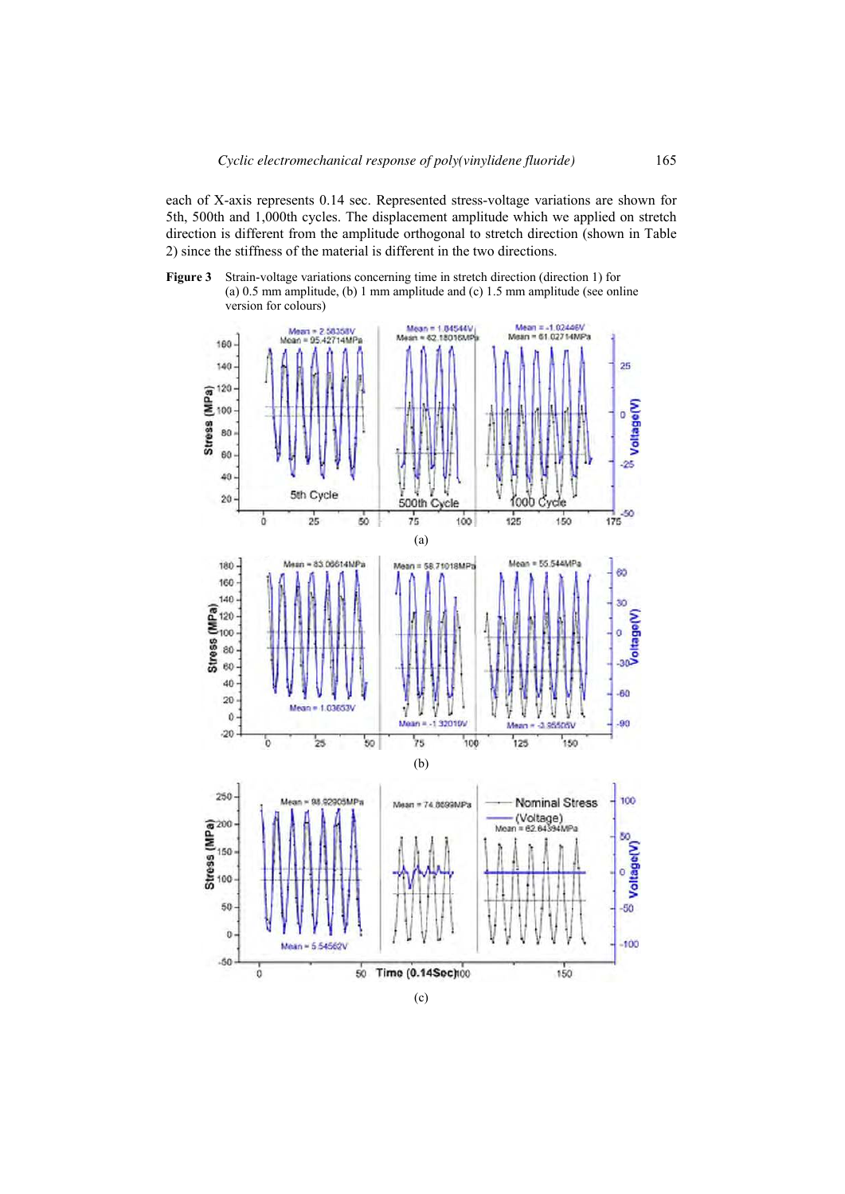each of X-axis represents 0.14 sec. Represented stress-voltage variations are shown for 5th, 500th and 1,000th cycles. The displacement amplitude which we applied on stretch direction is different from the amplitude orthogonal to stretch direction (shown in Table 2) since the stiffness of the material is different in the two directions.

**Figure 3** Strain-voltage variations concerning time in stretch direction (direction 1) for (a) 0.5 mm amplitude, (b) 1 mm amplitude and (c) 1.5 mm amplitude (see online version for colours)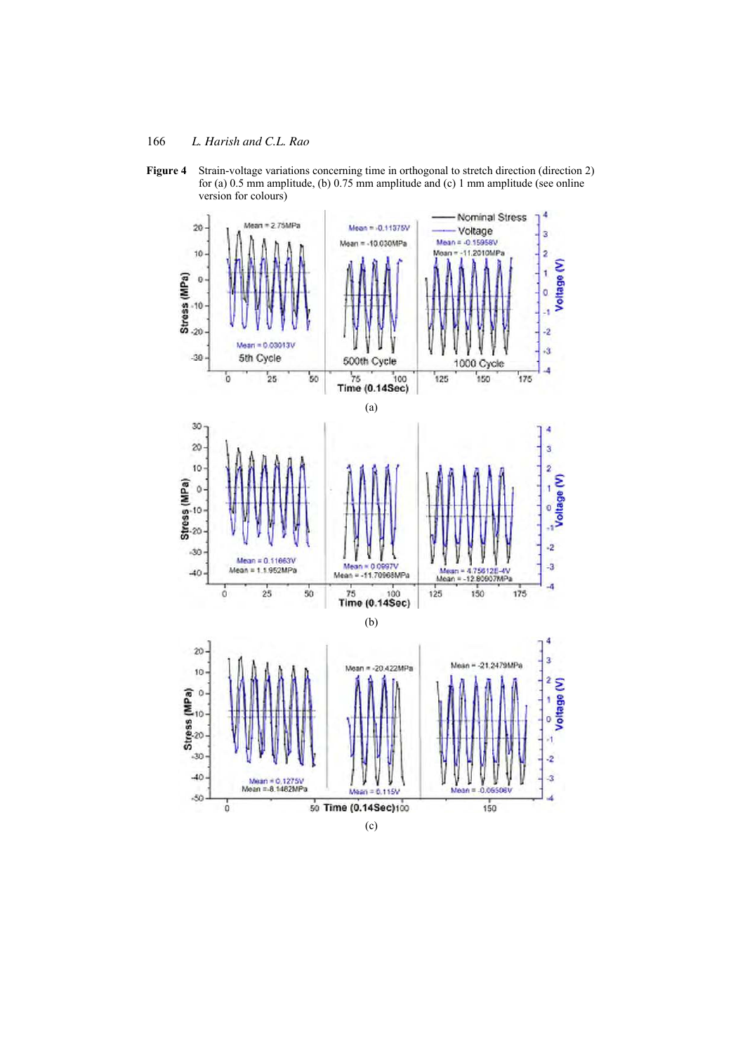**Figure 4** Strain-voltage variations concerning time in orthogonal to stretch direction (direction 2) for (a) 0.5 mm amplitude, (b) 0.75 mm amplitude and (c) 1 mm amplitude (see online version for colours)

(a)

(b)

(c)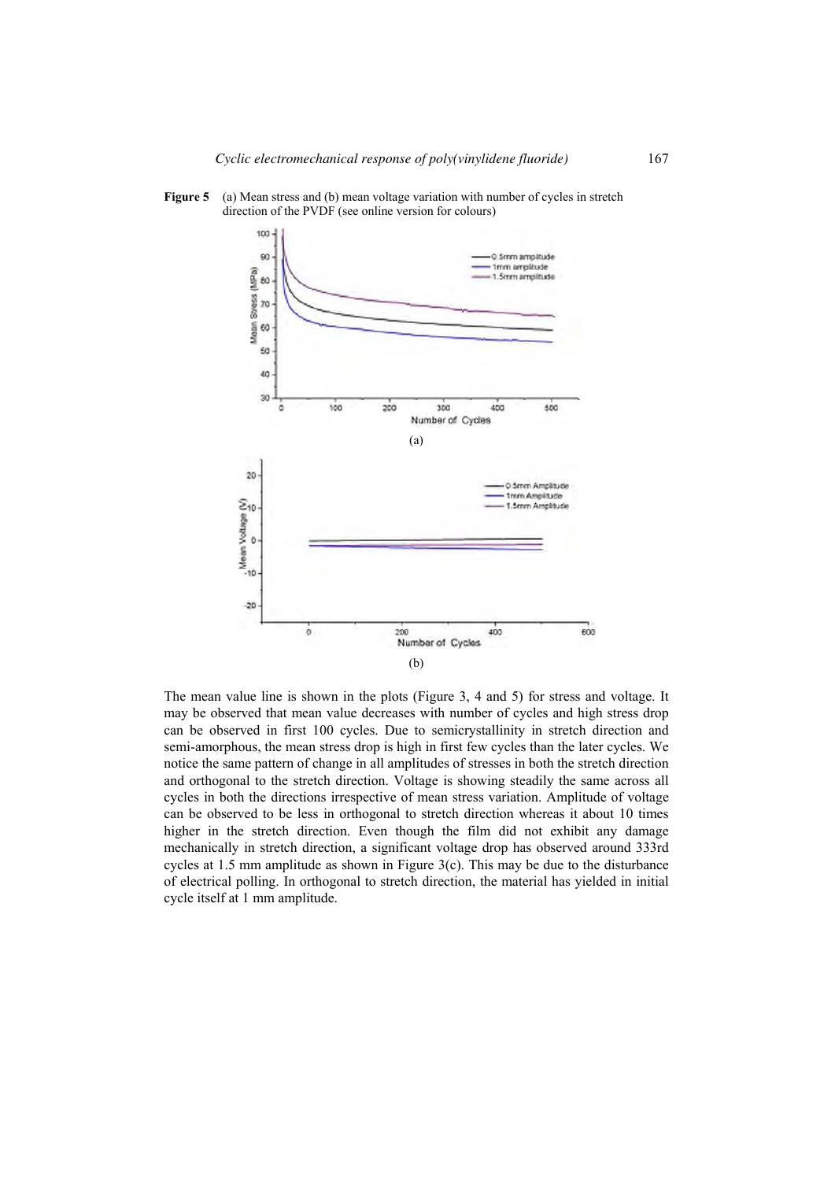**Figure 5** (a) Mean stress and (b) mean voltage variation with number of cycles in stretch direction of the PVDF (see online version for colours)

(a)

(b)

The mean value line is shown in the plots (Figure 3, 4 and 5) for stress and voltage. It may be observed that mean value decreases with number of cycles and high stress drop can be observed in first 100 cycles. Due to semicrystallinity in stretch direction and semi-amorphous, the mean stress drop is high in first few cycles than the later cycles. We notice the same pattern of change in all amplitudes of stresses in both the stretch direction and orthogonal to the stretch direction. Voltage is showing steadily the same across all cycles in both the directions irrespective of mean stress variation. Amplitude of voltage can be observed to be less in orthogonal to stretch direction whereas it about 10 times higher in the stretch direction. Even though the film did not exhibit any damage mechanically in stretch direction, a significant voltage drop has observed around 333rd cycles at 1.5 mm amplitude as shown in Figure 3(c). This may be due to the disturbance of electrical polling. In orthogonal to stretch direction, the material has yielded in initial cycle itself at 1 mm amplitude.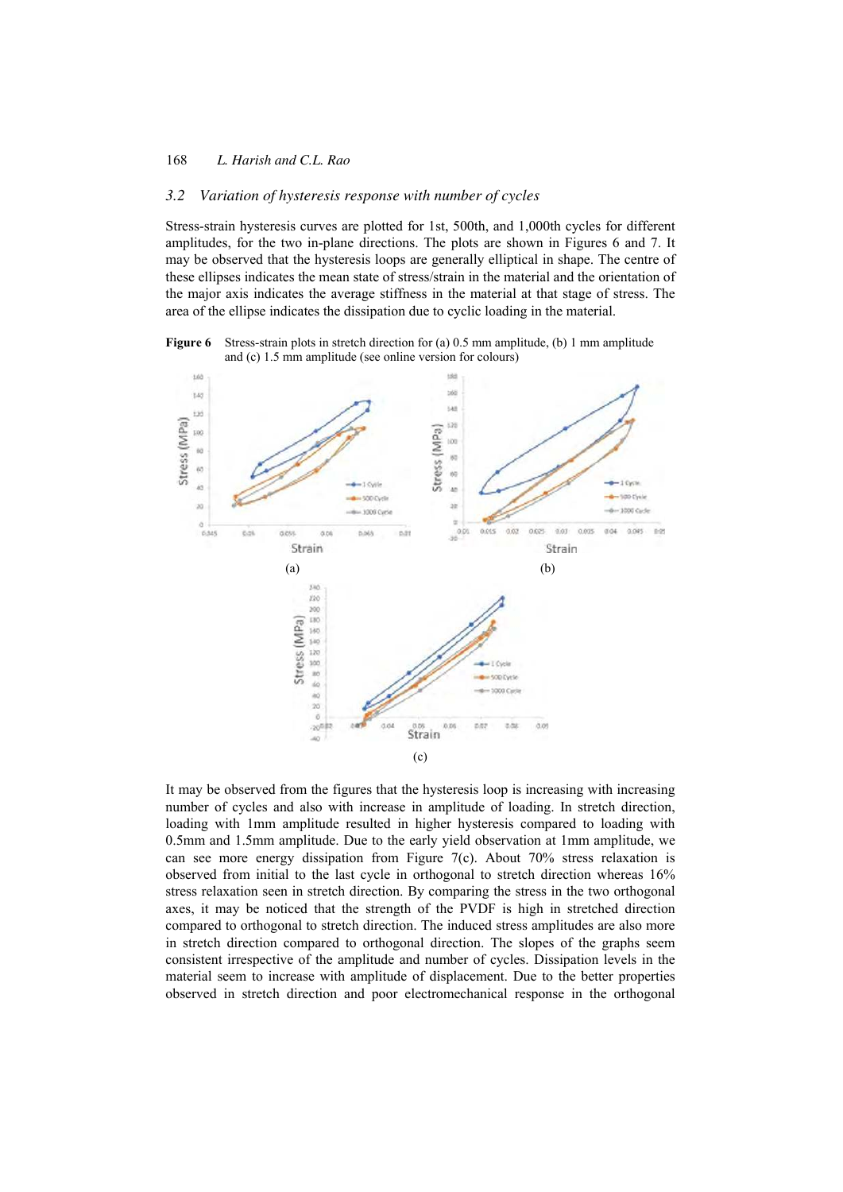### 3.2 Variation of hysteresis response with number of cycles

Stress-strain hysteresis curves are plotted for 1st, 500th, and 1,000th cycles for different amplitudes, for the two in-plane directions. The plots are shown in Figures 6 and 7. It may be observed that the hysteresis loops are generally elliptical in shape. The centre of these ellipses indicates the mean state of stress/strain in the material and the orientation of the major axis indicates the average stiffness in the material at that stage of stress. The area of the ellipse indicates the dissipation due to cyclic loading in the material.

**Figure 6** Stress-strain plots in stretch direction for (a) 0.5 mm amplitude, (b) 1 mm amplitude and (c) 1.5 mm amplitude (see online version for colours)

(a) (b) (c)

It may be observed from the figures that the hysteresis loop is increasing with increasing number of cycles and also with increase in amplitude of loading. In stretch direction, loading with 1mm amplitude resulted in higher hysteresis compared to loading with 0.5mm and 1.5mm amplitude. Due to the early yield observation at 1mm amplitude, we can see more energy dissipation from Figure 7(c). About 70% stress relaxation is observed from initial to the last cycle in orthogonal to stretch direction whereas 16% stress relaxation seen in stretch direction. By comparing the stress in the two orthogonal axes, it may be noticed that the strength of the PVDF is high in stretched direction compared to orthogonal to stretch direction. The induced stress amplitudes are also more in stretch direction compared to orthogonal direction. The slopes of the graphs seem consistent irrespective of the amplitude and number of cycles. Dissipation levels in the material seem to increase with amplitude of displacement. Due to the better properties observed in stretch direction and poor electromechanical response in the orthogonal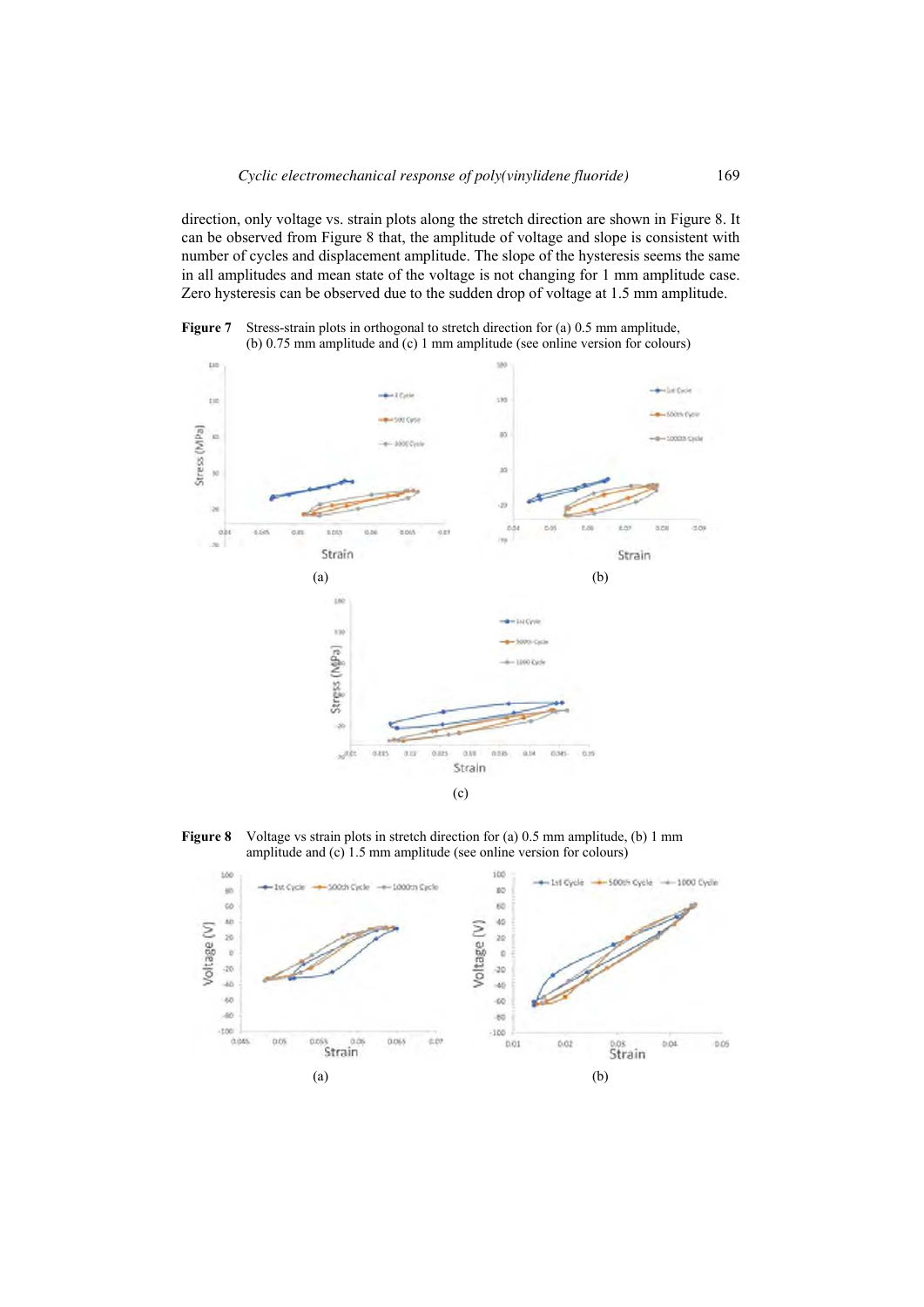direction, only voltage vs. strain plots along the stretch direction are shown in Figure 8. It can be observed from Figure 8 that, the amplitude of voltage and slope is consistent with number of cycles and displacement amplitude. The slope of the hysteresis seems the same in all amplitudes and mean state of the voltage is not changing for 1 mm amplitude case. Zero hysteresis can be observed due to the sudden drop of voltage at 1.5 mm amplitude.

**Figure 7** Stress-strain plots in orthogonal to stretch direction for (a) 0.5 mm amplitude, (b) 0.75 mm amplitude and (c) 1 mm amplitude (see online version for colours)

**Figure 8** Voltage vs strain plots in stretch direction for (a) 0.5 mm amplitude, (b) 1 mm amplitude and (c) 1.5 mm amplitude (see online version for colours)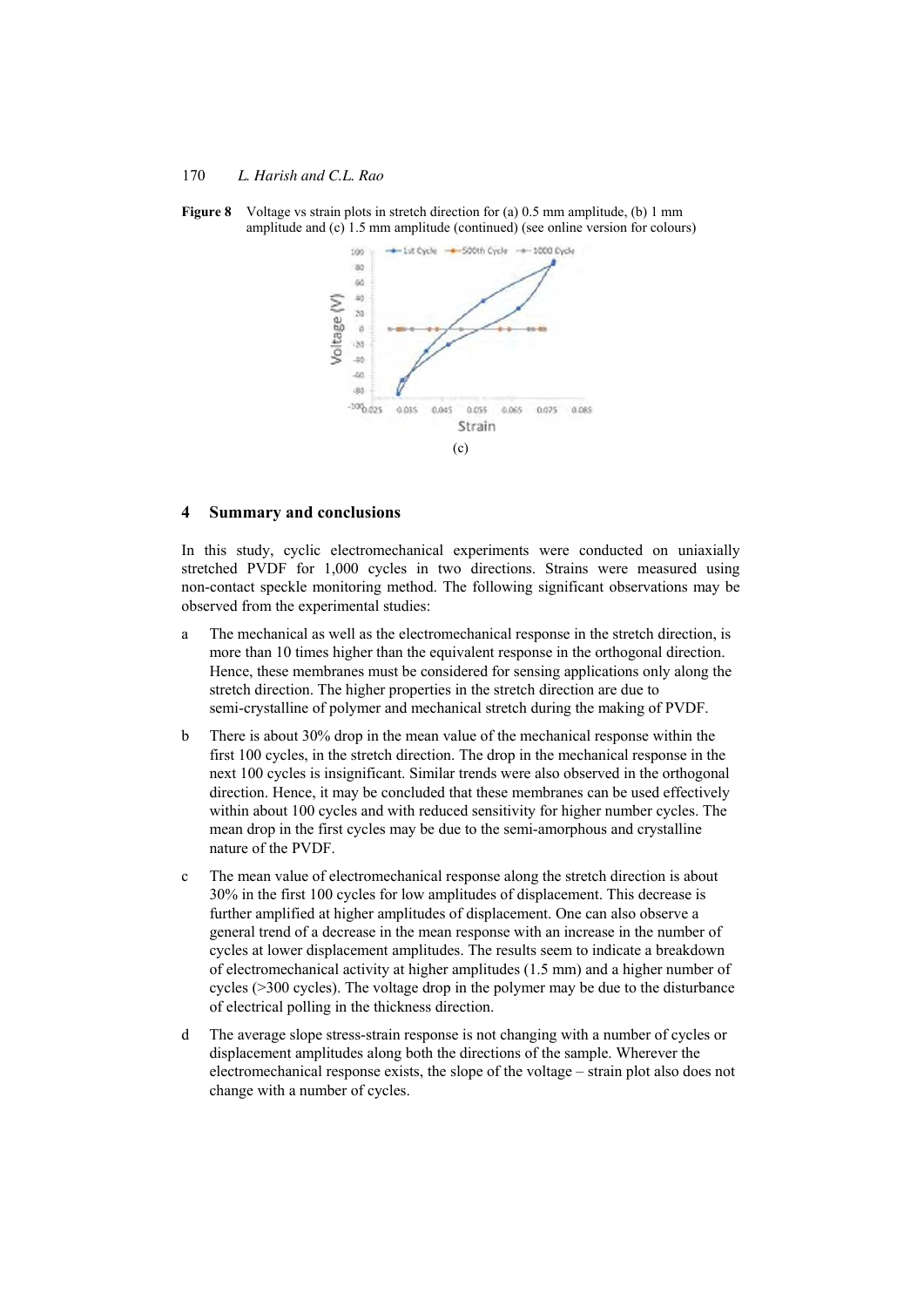**Figure 8** Voltage vs strain plots in stretch direction for (a) 0.5 mm amplitude, (b) 1 mm amplitude and (c) 1.5 mm amplitude (continued) (see online version for colours)

(c)

## 4 Summary and conclusions

In this study, cyclic electromechanical experiments were conducted on uniaxially stretched PVDF for 1,000 cycles in two directions. Strains were measured using non-contact speckle monitoring method. The following significant observations may be observed from the experimental studies:

a The mechanical as well as the electromechanical response in the stretch direction, is more than 10 times higher than the equivalent response in the orthogonal direction. Hence, these membranes must be considered for sensing applications only along the stretch direction. The higher properties in the stretch direction are due to semi-crystalline of polymer and mechanical stretch during the making of PVDF.

b There is about 30% drop in the mean value of the mechanical response within the first 100 cycles, in the stretch direction. The drop in the mechanical response in the next 100 cycles is insignificant. Similar trends were also observed in the orthogonal direction. Hence, it may be concluded that these membranes can be used effectively within about 100 cycles and with reduced sensitivity for higher number cycles. The mean drop in the first cycles may be due to the semi-amorphous and crystalline nature of the PVDF.

c The mean value of electromechanical response along the stretch direction is about 30% in the first 100 cycles for low amplitudes of displacement. This decrease is further amplified at higher amplitudes of displacement. One can also observe a general trend of a decrease in the mean response with an increase in the number of cycles at lower displacement amplitudes. The results seem to indicate a breakdown of electromechanical activity at higher amplitudes (1.5 mm) and a higher number of cycles (>300 cycles). The voltage drop in the polymer may be due to the disturbance of electrical polling in the thickness direction.

d The average slope stress-strain response is not changing with a number of cycles or displacement amplitudes along both the directions of the sample. Wherever the electromechanical response exists, the slope of the voltage – strain plot also does not change with a number of cycles.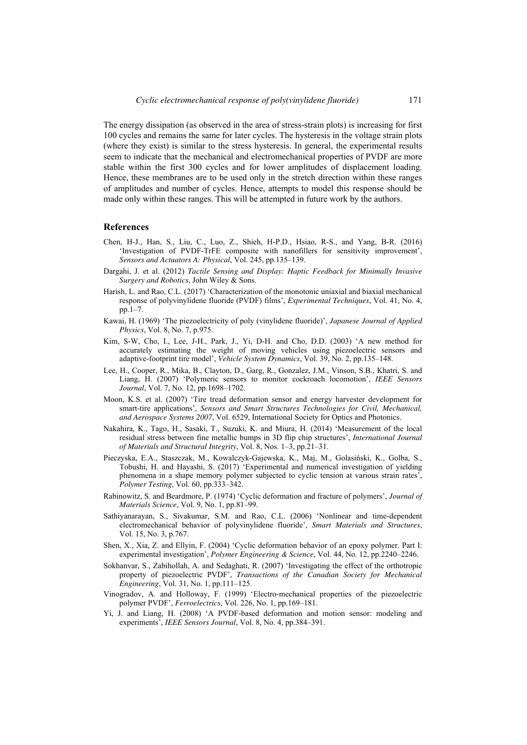The energy dissipation (as observed in the area of stress-strain plots) is increasing for first 100 cycles and remains the same for later cycles. The hysteresis in the voltage strain plots (where they exist) is similar to the stress hysteresis. In general, the experimental results seem to indicate that the mechanical and electromechanical properties of PVDF are more stable within the first 300 cycles and for lower amplitudes of displacement loading. Hence, these membranes are to be used only in the stretch direction within these ranges of amplitudes and number of cycles. Hence, attempts to model this response should be made only within these ranges. This will be attempted in future work by the authors.

## References

Chen, H-J., Han, S., Liu, C., Luo, Z., Shieh, H-P.D., Hsiao, R-S., and Yang, B-R. (2016) 'Investigation of PVDF-TrFE composite with nanofillers for sensitivity improvement', *Sensors and Actuators A: Physical*, Vol. 245, pp.135–139.

Dargahi, J. et al. (2012) *Tactile Sensing and Display: Haptic Feedback for Minimally Invasive Surgery and Robotics*, John Wiley & Sons.

Harish, L. and Rao, C.L. (2017) 'Characterization of the monotonic uniaxial and biaxial mechanical response of polyvinylidene fluoride (PVDF) films', *Experimental Techniques*, Vol. 41, No. 4, pp.1–7.

Kawai, H. (1969) 'The piezoelectricity of poly (vinylidene fluoride)', *Japanese Journal of Applied Physics*, Vol. 8, No. 7, p.975.

Kim, S-W, Cho, I., Lee, J-H., Park, J., Yi, D-H. and Cho, D.D. (2003) 'A new method for accurately estimating the weight of moving vehicles using piezoelectric sensors and adaptive-footprint tire model', *Vehicle System Dynamics*, Vol. 39, No. 2, pp.135–148.

Lee, H., Cooper, R., Mika, B., Clayton, D., Garg, R., Gonzalez, J.M., Vinson, S.B., Khatri, S. and Liang, H. (2007) 'Polymeric sensors to monitor cockroach locomotion', *IEEE Sensors Journal*, Vol. 7, No. 12, pp.1698–1702.

Moon, K.S. et al. (2007) 'Tire tread deformation sensor and energy harvester development for smart-tire applications', *Sensors and Smart Structures Technologies for Civil, Mechanical, and Aerospace Systems 2007*, Vol. 6529, International Society for Optics and Photonics.

Nakahira, K., Tago, H., Sasaki, T., Suzuki, K. and Miura, H. (2014) 'Measurement of the local residual stress between fine metallic bumps in 3D flip chip structures', *International Journal of Materials and Structural Integrity*, Vol. 8, Nos. 1–3, pp.21–31.

Pieczyska, E.A., Staszczak, M., Kowalczyk-Gajewska, K., Maj, M., Golasiński, K., Golba, S., Tobushi, H. and Hayashi, S. (2017) 'Experimental and numerical investigation of yielding phenomena in a shape memory polymer subjected to cyclic tension at various strain rates', *Polymer Testing*, Vol. 60, pp.333–342.

Rabinowitz, S. and Beardmore, P. (1974) 'Cyclic deformation and fracture of polymers', *Journal of Materials Science*, Vol. 9, No. 1, pp.81–99.

Sathiyanarayan, S., Sivakumar, S.M. and Rao, C.L. (2006) 'Nonlinear and time-dependent electromechanical behavior of polyvinylidene fluoride', *Smart Materials and Structures*, Vol. 15, No. 3, p.767.

Shen, X., Xia, Z. and Ellyin, F. (2004) 'Cyclic deformation behavior of an epoxy polymer. Part I: experimental investigation', *Polymer Engineering & Science*, Vol. 44, No. 12, pp.2240–2246.

Sokhanvar, S., Zabihollah, A. and Sedaghati, R. (2007) 'Investigating the effect of the orthotropic property of piezoelectric PVDF', *Transactions of the Canadian Society for Mechanical Engineering*, Vol. 31, No. 1, pp.111–125.

Vinogradov, A. and Holloway, F. (1999) 'Electro-mechanical properties of the piezoelectric polymer PVDF', *Ferroelectrics*, Vol. 226, No. 1, pp.169–181.

Yi, J. and Liang, H. (2008) 'A PVDF-based deformation and motion sensor: modeling and experiments', *IEEE Sensors Journal*, Vol. 8, No. 4, pp.384–391.